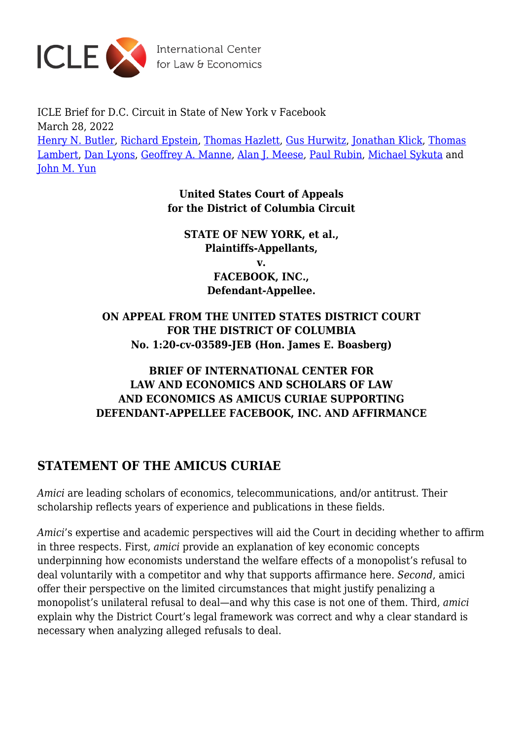ICLE Brief for D.C. Circuit in State of New York v Facebook
March 28, 2022
Henry N. Butler, Richard Epstein, Thomas Hazlett, Gus Hurwitz, Jonathan Klick, Thomas Lambert, Dan Lyons, Geoffrey A. Manne, Alan J. Meese, Paul Rubin, Michael Sykuta and John M. Yun

**United States Court of Appeals**
**for the District of Columbia Circuit**

**STATE OF NEW YORK, et al.,**
**Plaintiffs-Appellants,**
**v.**
**FACEBOOK, INC.,**
**Defendant-Appellee.**

**ON APPEAL FROM THE UNITED STATES DISTRICT COURT**
**FOR THE DISTRICT OF COLUMBIA**
**No. 1:20-cv-03589-JEB (Hon. James E. Boasberg)**

**BRIEF OF INTERNATIONAL CENTER FOR LAW AND ECONOMICS AND SCHOLARS OF LAW AND ECONOMICS AS AMICUS CURIAE SUPPORTING DEFENDANT-APPELLEE FACEBOOK, INC. AND AFFIRMANCE**

## STATEMENT OF THE AMICUS CURIAE

*Amici* are leading scholars of economics, telecommunications, and/or antitrust. Their scholarship reflects years of experience and publications in these fields.

*Amici*'s expertise and academic perspectives will aid the Court in deciding whether to affirm in three respects. First, *amici* provide an explanation of key economic concepts underpinning how economists understand the welfare effects of a monopolist's refusal to deal voluntarily with a competitor and why that supports affirmance here. *Second*, amici offer their perspective on the limited circumstances that might justify penalizing a monopolist's unilateral refusal to deal—and why this case is not one of them. Third, *amici* explain why the District Court's legal framework was correct and why a clear standard is necessary when analyzing alleged refusals to deal.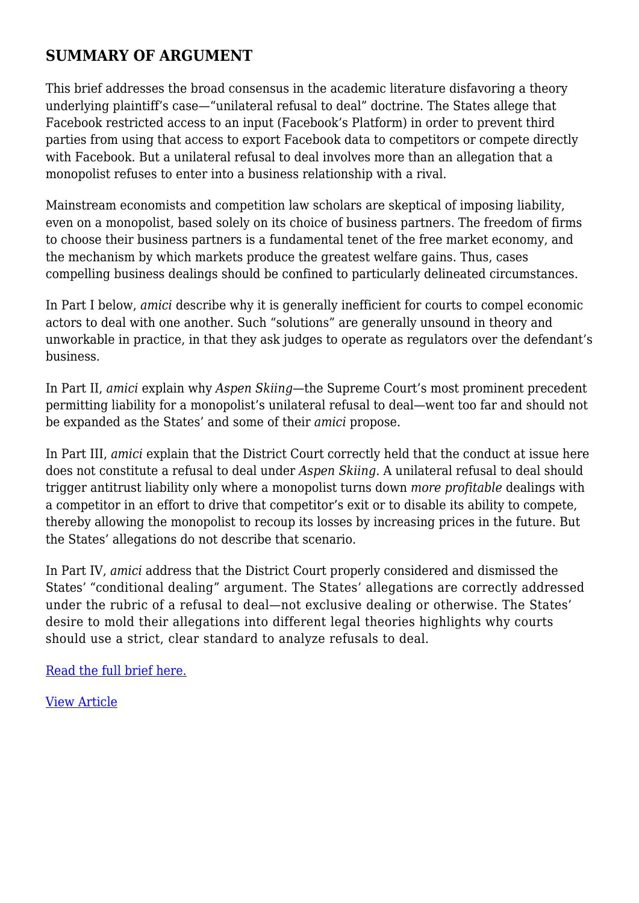## SUMMARY OF ARGUMENT

This brief addresses the broad consensus in the academic literature disfavoring a theory underlying plaintiff's case—"unilateral refusal to deal" doctrine. The States allege that Facebook restricted access to an input (Facebook's Platform) in order to prevent third parties from using that access to export Facebook data to competitors or compete directly with Facebook. But a unilateral refusal to deal involves more than an allegation that a monopolist refuses to enter into a business relationship with a rival.

Mainstream economists and competition law scholars are skeptical of imposing liability, even on a monopolist, based solely on its choice of business partners. The freedom of firms to choose their business partners is a fundamental tenet of the free market economy, and the mechanism by which markets produce the greatest welfare gains. Thus, cases compelling business dealings should be confined to particularly delineated circumstances.

In Part I below, *amici* describe why it is generally inefficient for courts to compel economic actors to deal with one another. Such "solutions" are generally unsound in theory and unworkable in practice, in that they ask judges to operate as regulators over the defendant's business.

In Part II, *amici* explain why *Aspen Skiing*—the Supreme Court's most prominent precedent permitting liability for a monopolist's unilateral refusal to deal—went too far and should not be expanded as the States' and some of their *amici* propose.

In Part III, *amici* explain that the District Court correctly held that the conduct at issue here does not constitute a refusal to deal under *Aspen Skiing*. A unilateral refusal to deal should trigger antitrust liability only where a monopolist turns down *more profitable* dealings with a competitor in an effort to drive that competitor's exit or to disable its ability to compete, thereby allowing the monopolist to recoup its losses by increasing prices in the future. But the States' allegations do not describe that scenario.

In Part IV, *amici* address that the District Court properly considered and dismissed the States' "conditional dealing" argument. The States' allegations are correctly addressed under the rubric of a refusal to deal—not exclusive dealing or otherwise. The States' desire to mold their allegations into different legal theories highlights why courts should use a strict, clear standard to analyze refusals to deal.

Read the full brief here.

View Article